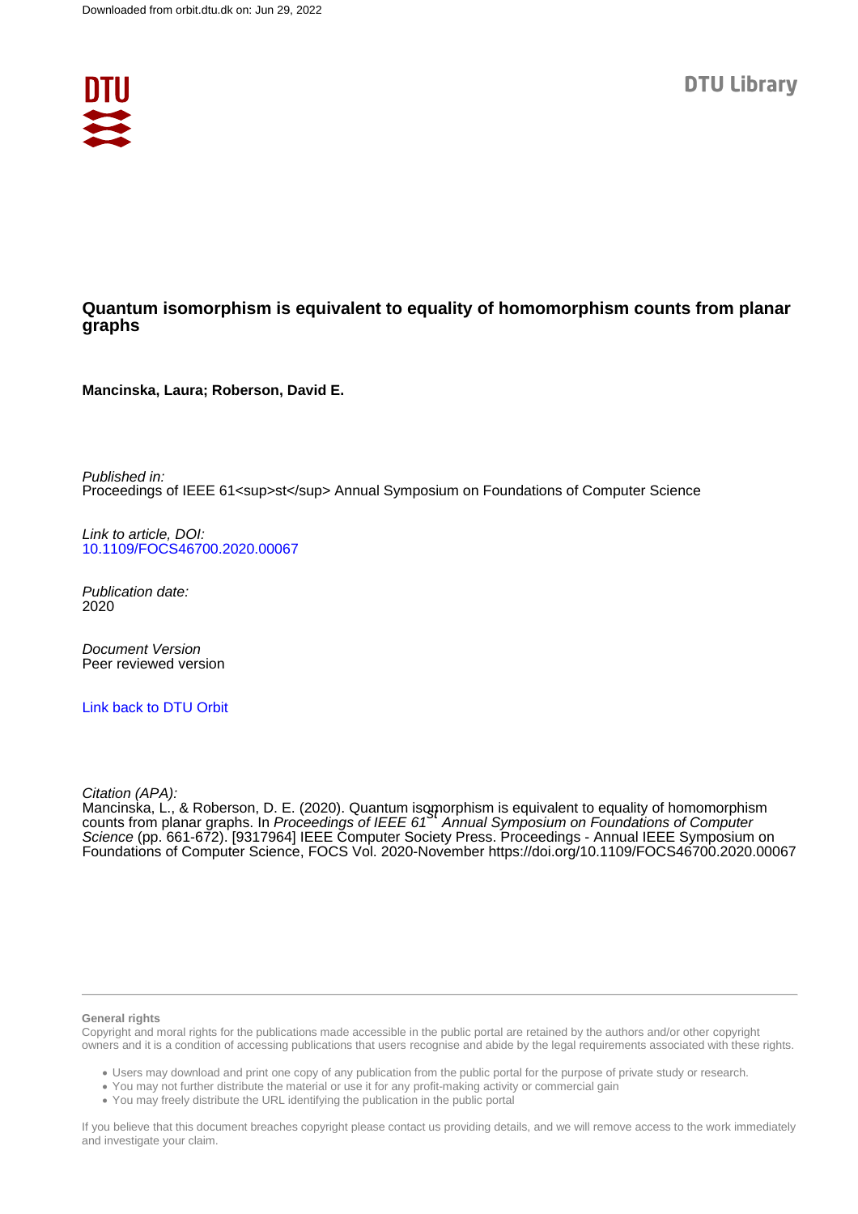Downloaded from orbit.dtu.dk on: Jun 29, 2022

DTU Library

# Quantum isomorphism is equivalent to equality of homomorphism counts from planar graphs

**Mancinska, Laura; Roberson, David E.**

*Published in:*
Proceedings of IEEE 61<sup>st</sup> Annual Symposium on Foundations of Computer Science

*Link to article, DOI:*
10.1109/FOCS46700.2020.00067

*Publication date:*
2020

*Document Version*
Peer reviewed version

Link back to DTU Orbit

*Citation (APA):*
Mancinska, L., & Roberson, D. E. (2020). Quantum isomorphism is equivalent to equality of homomorphism counts from planar graphs. In *Proceedings of IEEE 61st Annual Symposium on Foundations of Computer Science* (pp. 661-672). [9317964] IEEE Computer Society Press. Proceedings - Annual IEEE Symposium on Foundations of Computer Science, FOCS Vol. 2020-November https://doi.org/10.1109/FOCS46700.2020.00067

**General rights**

Copyright and moral rights for the publications made accessible in the public portal are retained by the authors and/or other copyright owners and it is a condition of accessing publications that users recognise and abide by the legal requirements associated with these rights.

- Users may download and print one copy of any publication from the public portal for the purpose of private study or research.
- You may not further distribute the material or use it for any profit-making activity or commercial gain
- You may freely distribute the URL identifying the publication in the public portal

If you believe that this document breaches copyright please contact us providing details, and we will remove access to the work immediately and investigate your claim.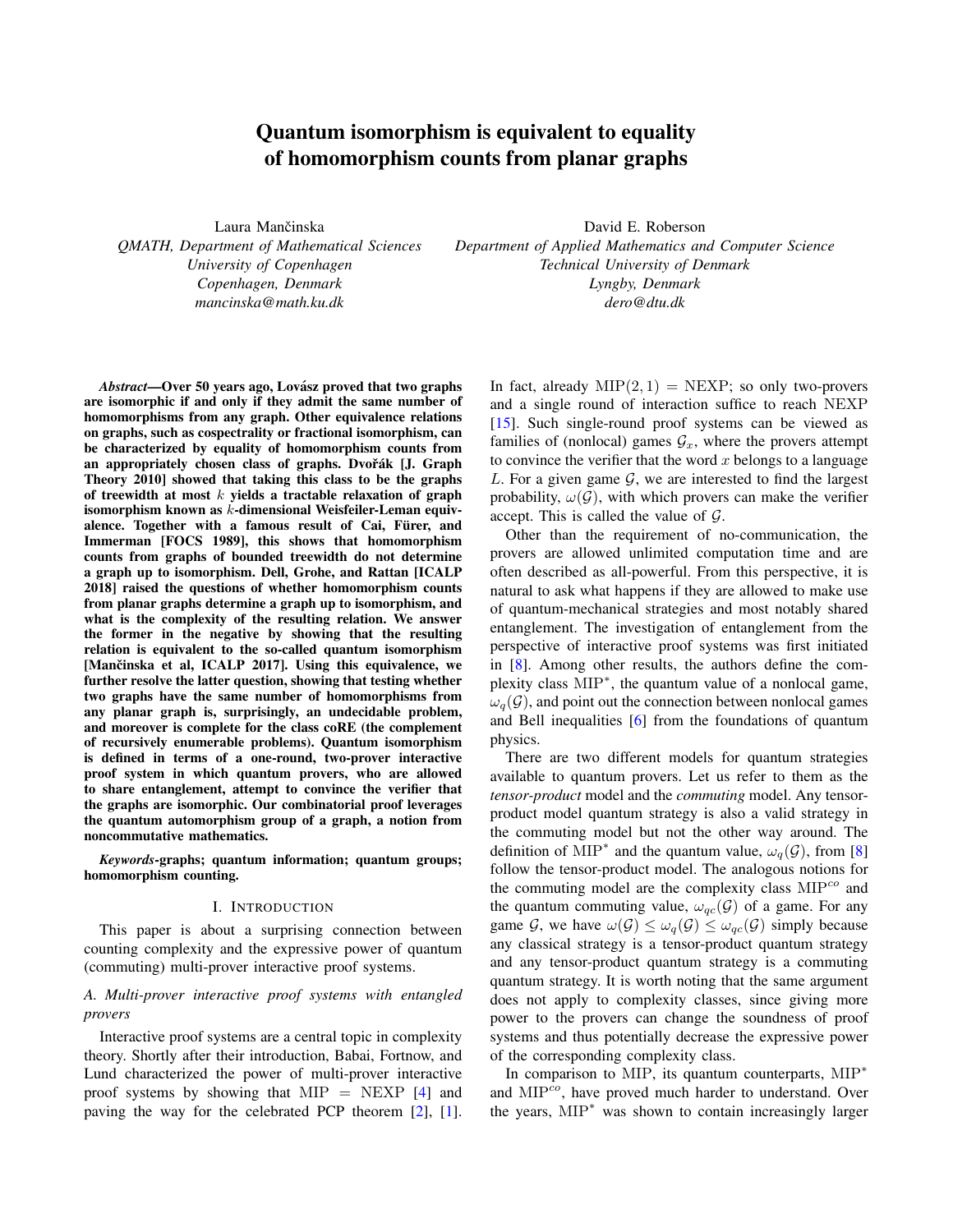# Quantum isomorphism is equivalent to equality of homomorphism counts from planar graphs

Laura Mančinska
*QMATH, Department of Mathematical Sciences*
*University of Copenhagen*
*Copenhagen, Denmark*
*mancinska@math.ku.dk*

David E. Roberson
*Department of Applied Mathematics and Computer Science*
*Technical University of Denmark*
*Lyngby, Denmark*
*dero@dtu.dk*

***Abstract*—Over 50 years ago, Lovász proved that two graphs are isomorphic if and only if they admit the same number of homomorphisms from any graph. Other equivalence relations on graphs, such as cospectrality or fractional isomorphism, can be characterized by equality of homomorphism counts from an appropriately chosen class of graphs. Dvořák [J. Graph Theory 2010] showed that taking this class to be the graphs of treewidth at most $k$ yields a tractable relaxation of graph isomorphism known as $k$-dimensional Weisfeiler-Leman equivalence. Together with a famous result of Cai, Fürer, and Immerman [FOCS 1989], this shows that homomorphism counts from graphs of bounded treewidth do not determine a graph up to isomorphism. Dell, Grohe, and Rattan [ICALP 2018] raised the questions of whether homomorphism counts from planar graphs determine a graph up to isomorphism, and what is the complexity of the resulting relation. We answer the former in the negative by showing that the resulting relation is equivalent to the so-called quantum isomorphism [Mančinska et al, ICALP 2017]. Using this equivalence, we further resolve the latter question, showing that testing whether two graphs have the same number of homomorphisms from any planar graph is, surprisingly, an undecidable problem, and moreover is complete for the class coRE (the complement of recursively enumerable problems). Quantum isomorphism is defined in terms of a one-round, two-prover interactive proof system in which quantum provers, who are allowed to share entanglement, attempt to convince the verifier that the graphs are isomorphic. Our combinatorial proof leverages the quantum automorphism group of a graph, a notion from noncommutative mathematics.**

***Keywords*-graphs; quantum information; quantum groups; homomorphism counting.**

## I. Introduction

This paper is about a surprising connection between counting complexity and the expressive power of quantum (commuting) multi-prover interactive proof systems.

### A. Multi-prover interactive proof systems with entangled provers

Interactive proof systems are a central topic in complexity theory. Shortly after their introduction, Babai, Fortnow, and Lund characterized the power of multi-prover interactive proof systems by showing that $\mathrm{MIP} = \mathrm{NEXP}$ [4] and paving the way for the celebrated PCP theorem [2], [1]. In fact, already $\mathrm{MIP}(2,1) = \mathrm{NEXP}$; so only two-provers and a single round of interaction suffice to reach NEXP [15]. Such single-round proof systems can be viewed as families of (nonlocal) games $\mathcal{G}_x$, where the provers attempt to convince the verifier that the word $x$ belongs to a language $L$. For a given game $\mathcal{G}$, we are interested to find the largest probability, $\omega(\mathcal{G})$, with which provers can make the verifier accept. This is called the value of $\mathcal{G}$.

Other than the requirement of no-communication, the provers are allowed unlimited computation time and are often described as all-powerful. From this perspective, it is natural to ask what happens if they are allowed to make use of quantum-mechanical strategies and most notably shared entanglement. The investigation of entanglement from the perspective of interactive proof systems was first initiated in [8]. Among other results, the authors define the complexity class $\mathrm{MIP}^*$, the quantum value of a nonlocal game, $\omega_q(\mathcal{G})$, and point out the connection between nonlocal games and Bell inequalities [6] from the foundations of quantum physics.

There are two different models for quantum strategies available to quantum provers. Let us refer to them as the *tensor-product* model and the *commuting* model. Any tensor-product model quantum strategy is also a valid strategy in the commuting model but not the other way around. The definition of $\mathrm{MIP}^*$ and the quantum value, $\omega_q(\mathcal{G})$, from [8] follow the tensor-product model. The analogous notions for the commuting model are the complexity class $\mathrm{MIP}^{co}$ and the quantum commuting value, $\omega_{qc}(\mathcal{G})$ of a game. For any game $\mathcal{G}$, we have $\omega(\mathcal{G}) \leq \omega_q(\mathcal{G}) \leq \omega_{qc}(\mathcal{G})$ simply because any classical strategy is a tensor-product quantum strategy and any tensor-product quantum strategy is a commuting quantum strategy. It is worth noting that the same argument does not apply to complexity classes, since giving more power to the provers can change the soundness of proof systems and thus potentially decrease the expressive power of the corresponding complexity class.

In comparison to MIP, its quantum counterparts, $\mathrm{MIP}^*$ and $\mathrm{MIP}^{co}$, have proved much harder to understand. Over the years, $\mathrm{MIP}^*$ was shown to contain increasingly larger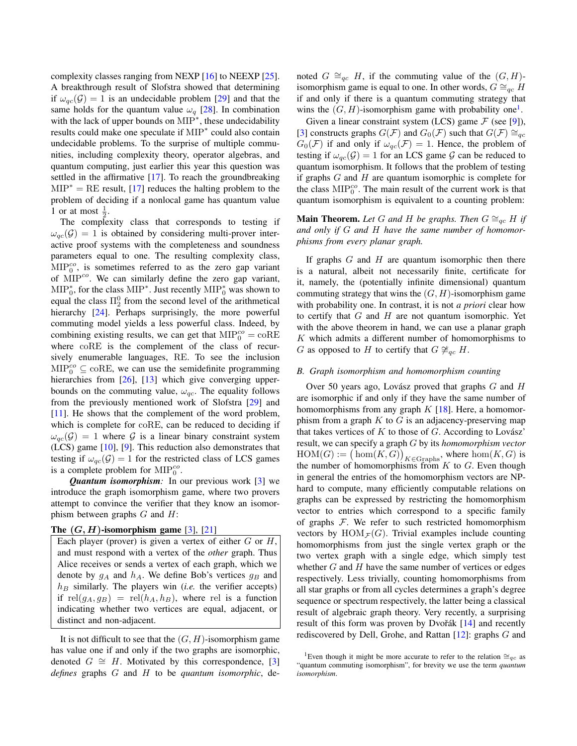complexity classes ranging from NEXP [16] to NEEXP [25]. A breakthrough result of Slofstra showed that determining if $\omega_{qc}(\mathcal{G}) = 1$ is an undecidable problem [29] and that the same holds for the quantum value $\omega_q$ [28]. In combination with the lack of upper bounds on $\mathrm{MIP}^*$, these undecidability results could make one speculate if $\mathrm{MIP}^*$ could also contain undecidable problems. To the surprise of multiple communities, including complexity theory, operator algebras, and quantum computing, just earlier this year this question was settled in the affirmative [17]. To reach the groundbreaking $\mathrm{MIP}^* = \mathrm{RE}$ result, [17] reduces the halting problem to the problem of deciding if a nonlocal game has quantum value 1 or at most $\frac{1}{2}$.

The complexity class that corresponds to testing if $\omega_{qc}(\mathcal{G}) = 1$ is obtained by considering multi-prover interactive proof systems with the completeness and soundness parameters equal to one. The resulting complexity class, $\mathrm{MIP}_0^{co}$, is sometimes referred to as the zero gap variant of $\mathrm{MIP}^{co}$. We can similarly define the zero gap variant, $\mathrm{MIP}_0^*$, for the class $\mathrm{MIP}^*$. Just recently $\mathrm{MIP}_0^*$ was shown to equal the class $\Pi_2^0$ from the second level of the arithmetical hierarchy [24]. Perhaps surprisingly, the more powerful commuting model yields a less powerful class. Indeed, by combining existing results, we can get that $\mathrm{MIP}_0^{co} = \mathrm{coRE}$ where coRE is the complement of the class of recursively enumerable languages, RE. To see the inclusion $\mathrm{MIP}_0^{co} \subseteq \mathrm{coRE}$, we can use the semidefinite programming hierarchies from [26], [13] which give converging upper-bounds on the commuting value, $\omega_{qc}$. The equality follows from the previously mentioned work of Slofstra [29] and [11]. He shows that the complement of the word problem, which is complete for coRE, can be reduced to deciding if $\omega_{qc}(\mathcal{G}) = 1$ where $\mathcal{G}$ is a linear binary constraint system (LCS) game [10], [9]. This reduction also demonstrates that testing if $\omega_{qc}(\mathcal{G}) = 1$ for the restricted class of LCS games is a complete problem for $\mathrm{MIP}_0^{co}$.

***Quantum isomorphism:*** In our previous work [3] we introduce the graph isomorphism game, where two provers attempt to convince the verifier that they know an isomorphism between graphs $G$ and $H$:

**The $(G, H)$-isomorphism game [3], [21]**

> Each player (prover) is given a vertex of either $G$ or $H$, and must respond with a vertex of the *other* graph. Thus Alice receives or sends a vertex of each graph, which we denote by $g_A$ and $h_A$. We define Bob's vertices $g_B$ and $h_B$ similarly. The players win (*i.e.* the verifier accepts) if $\mathrm{rel}(g_A, g_B) = \mathrm{rel}(h_A, h_B)$, where rel is a function indicating whether two vertices are equal, adjacent, or distinct and non-adjacent.

It is not difficult to see that the $(G, H)$-isomorphism game has value one if and only if the two graphs are isomorphic, denoted $G \cong H$. Motivated by this correspondence, [3] *defines* graphs $G$ and $H$ to be *quantum isomorphic*, denoted $G \cong_{qc} H$, if the commuting value of the $(G, H)$-isomorphism game is equal to one. In other words, $G \cong_{qc} H$ if and only if there is a quantum commuting strategy that wins the $(G, H)$-isomorphism game with probability one[1].

Given a linear constraint system (LCS) game $\mathcal{F}$ (see [9]), [3] constructs graphs $G(\mathcal{F})$ and $G_0(\mathcal{F})$ such that $G(\mathcal{F}) \cong_{qc} G_0(\mathcal{F})$ if and only if $\omega_{qc}(\mathcal{F}) = 1$. Hence, the problem of testing if $\omega_{qc}(\mathcal{G}) = 1$ for an LCS game $\mathcal{G}$ can be reduced to quantum isomorphism. It follows that the problem of testing if graphs $G$ and $H$ are quantum isomorphic is complete for the class $\mathrm{MIP}_0^{co}$. The main result of the current work is that quantum isomorphism is equivalent to a counting problem:

**Main Theorem.** *Let $G$ and $H$ be graphs. Then $G \cong_{qc} H$ if and only if $G$ and $H$ have the same number of homomorphisms from every planar graph.*

If graphs $G$ and $H$ are quantum isomorphic then there is a natural, albeit not necessarily finite, certificate for it, namely, the (potentially infinite dimensional) quantum commuting strategy that wins the $(G, H)$-isomorphism game with probability one. In contrast, it is not *a priori* clear how to certify that $G$ and $H$ are not quantum isomorphic. Yet with the above theorem in hand, we can use a planar graph $K$ which admits a different number of homomorphisms to $G$ as opposed to $H$ to certify that $G \ncong_{qc} H$.

### B. Graph isomorphism and homomorphism counting

Over 50 years ago, Lovász proved that graphs $G$ and $H$ are isomorphic if and only if they have the same number of homomorphisms from any graph $K$ [18]. Here, a homomorphism from a graph $K$ to $G$ is an adjacency-preserving map that takes vertices of $K$ to those of $G$. According to Lovász' result, we can specify a graph $G$ by its *homomorphism vector* $\mathrm{HOM}(G) := \big(\hom(K, G)\big)_{K \in \mathrm{Graphs}}$, where $\hom(K, G)$ is the number of homomorphisms from $K$ to $G$. Even though in general the entries of the homomorphism vectors are NP-hard to compute, many efficiently computable relations on graphs can be expressed by restricting the homomorphism vector to entries which correspond to a specific family of graphs $\mathcal{F}$. We refer to such restricted homomorphism vectors by $\mathrm{HOM}_{\mathcal{F}}(G)$. Trivial examples include counting homomorphisms from just the single vertex graph or the two vertex graph with a single edge, which simply test whether $G$ and $H$ have the same number of vertices or edges respectively. Less trivially, counting homomorphisms from all star graphs or from all cycles determines a graph's degree sequence or spectrum respectively, the latter being a classical result of algebraic graph theory. Very recently, a surprising result of this form was proven by Dvořák [14] and recently rediscovered by Dell, Grohe, and Rattan [12]: graphs $G$ and

[1] Even though it might be more accurate to refer to the relation $\cong_{qc}$ as "quantum commuting isomorphism", for brevity we use the term *quantum isomorphism*.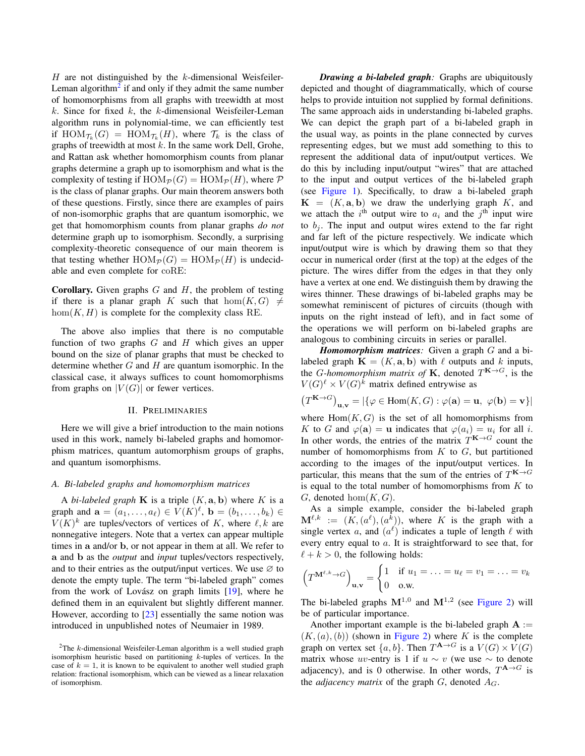$H$ are not distinguished by the $k$-dimensional Weisfeiler-Leman algorithm[2] if and only if they admit the same number of homomorphisms from all graphs with treewidth at most $k$. Since for fixed $k$, the $k$-dimensional Weisfeiler-Leman algorithm runs in polynomial-time, we can efficiently test if $\mathrm{HOM}_{\mathcal{T}_k}(G) = \mathrm{HOM}_{\mathcal{T}_k}(H)$, where $\mathcal{T}_k$ is the class of graphs of treewidth at most $k$. In the same work Dell, Grohe, and Rattan ask whether homomorphism counts from planar graphs determine a graph up to isomorphism and what is the complexity of testing if $\mathrm{HOM}_{\mathcal{P}}(G) = \mathrm{HOM}_{\mathcal{P}}(H)$, where $\mathcal{P}$ is the class of planar graphs. Our main theorem answers both of these questions. Firstly, since there are examples of pairs of non-isomorphic graphs that are quantum isomorphic, we get that homomorphism counts from planar graphs *do not* determine graph up to isomorphism. Secondly, a surprising complexity-theoretic consequence of our main theorem is that testing whether $\mathrm{HOM}_{\mathcal{P}}(G) = \mathrm{HOM}_{\mathcal{P}}(H)$ is undecidable and even complete for coRE:

**Corollary.** Given graphs $G$ and $H$, the problem of testing if there is a planar graph $K$ such that $\hom(K, G) \neq \hom(K, H)$ is complete for the complexity class RE.

The above also implies that there is no computable function of two graphs $G$ and $H$ which gives an upper bound on the size of planar graphs that must be checked to determine whether $G$ and $H$ are quantum isomorphic. In the classical case, it always suffices to count homomorphisms from graphs on $|V(G)|$ or fewer vertices.

## II. Preliminaries

Here we will give a brief introduction to the main notions used in this work, namely bi-labeled graphs and homomorphism matrices, quantum automorphism groups of graphs, and quantum isomorphisms.

### A. Bi-labeled graphs and homomorphism matrices

A *bi-labeled graph* $\mathbf{K}$ is a triple $(K, \mathbf{a}, \mathbf{b})$ where $K$ is a graph and $\mathbf{a} = (a_1, \ldots, a_\ell) \in V(K)^\ell$, $\mathbf{b} = (b_1, \ldots, b_k) \in V(K)^k$ are tuples/vectors of vertices of $K$, where $\ell, k$ are nonnegative integers. Note that a vertex can appear multiple times in $\mathbf{a}$ and/or $\mathbf{b}$, or not appear in them at all. We refer to $\mathbf{a}$ and $\mathbf{b}$ as the *output* and *input* tuples/vectors respectively, and to their entries as the output/input vertices. We use $\varnothing$ to denote the empty tuple. The term "bi-labeled graph" comes from the work of Lovász on graph limits [19], where he defined them in an equivalent but slightly different manner. However, according to [23] essentially the same notion was introduced in unpublished notes of Neumaier in 1989.

[2] The $k$-dimensional Weisfeiler-Leman algorithm is a well studied graph isomorphism heuristic based on partitioning $k$-tuples of vertices. In the case of $k = 1$, it is known to be equivalent to another well studied graph relation: fractional isomorphism, which can be viewed as a linear relaxation of isomorphism.

***Drawing a bi-labeled graph:*** Graphs are ubiquitously depicted and thought of diagrammatically, which of course helps to provide intuition not supplied by formal definitions. The same approach aids in understanding bi-labeled graphs. We can depict the graph part of a bi-labeled graph in the usual way, as points in the plane connected by curves representing edges, but we must add something to this to represent the additional data of input/output vertices. We do this by including input/output "wires" that are attached to the input and output vertices of the bi-labeled graph (see Figure 1). Specifically, to draw a bi-labeled graph $\mathbf{K} = (K, \mathbf{a}, \mathbf{b})$ we draw the underlying graph $K$, and we attach the $i^{\text{th}}$ output wire to $a_i$ and the $j^{\text{th}}$ input wire to $b_j$. The input and output wires extend to the far right and far left of the picture respectively. We indicate which input/output wire is which by drawing them so that they occur in numerical order (first at the top) at the edges of the picture. The wires differ from the edges in that they only have a vertex at one end. We distinguish them by drawing the wires thinner. These drawings of bi-labeled graphs may be somewhat reminiscent of pictures of circuits (though with inputs on the right instead of left), and in fact some of the operations we will perform on bi-labeled graphs are analogous to combining circuits in series or parallel.

***Homomorphism matrices:*** Given a graph $G$ and a bi-labeled graph $\mathbf{K} = (K, \mathbf{a}, \mathbf{b})$ with $\ell$ outputs and $k$ inputs, the *$G$-homomorphism matrix of* $\mathbf{K}$, denoted $T^{\mathbf{K}\to G}$, is the $V(G)^\ell \times V(G)^k$ matrix defined entrywise as

$$\left(T^{\mathbf{K}\to G}\right)_{\mathbf{u},\mathbf{v}} = |\{\varphi \in \mathrm{Hom}(K, G) : \varphi(\mathbf{a}) = \mathbf{u},\ \varphi(\mathbf{b}) = \mathbf{v}\}|$$

where $\mathrm{Hom}(K, G)$ is the set of all homomorphisms from $K$ to $G$ and $\varphi(\mathbf{a}) = \mathbf{u}$ indicates that $\varphi(a_i) = u_i$ for all $i$. In other words, the entries of the matrix $T^{\mathbf{K}\to G}$ count the number of homomorphisms from $K$ to $G$, but partitioned according to the images of the input/output vertices. In particular, this means that the sum of the entries of $T^{\mathbf{K}\to G}$ is equal to the total number of homomorphisms from $K$ to $G$, denoted $\hom(K, G)$.

As a simple example, consider the bi-labeled graph $\mathbf{M}^{\ell,k} := (K, (a^\ell), (a^k))$, where $K$ is the graph with a single vertex $a$, and $(a^\ell)$ indicates a tuple of length $\ell$ with every entry equal to $a$. It is straightforward to see that, for $\ell + k > 0$, the following holds:

$$\left(T^{\mathbf{M}^{\ell,k}\to G}\right)_{\mathbf{u},\mathbf{v}} = \begin{cases} 1 & \text{if } u_1 = \ldots = u_\ell = v_1 = \ldots = v_k \\ 0 & \text{o.w.} \end{cases}$$

The bi-labeled graphs $\mathbf{M}^{1,0}$ and $\mathbf{M}^{1,2}$ (see Figure 2) will be of particular importance.

Another important example is the bi-labeled graph $\mathbf{A} := (K, (a), (b))$ (shown in Figure 2) where $K$ is the complete graph on vertex set $\{a, b\}$. Then $T^{\mathbf{A}\to G}$ is a $V(G) \times V(G)$ matrix whose $uv$-entry is 1 if $u \sim v$ (we use $\sim$ to denote adjacency), and is 0 otherwise. In other words, $T^{\mathbf{A}\to G}$ is the *adjacency matrix* of the graph $G$, denoted $A_G$.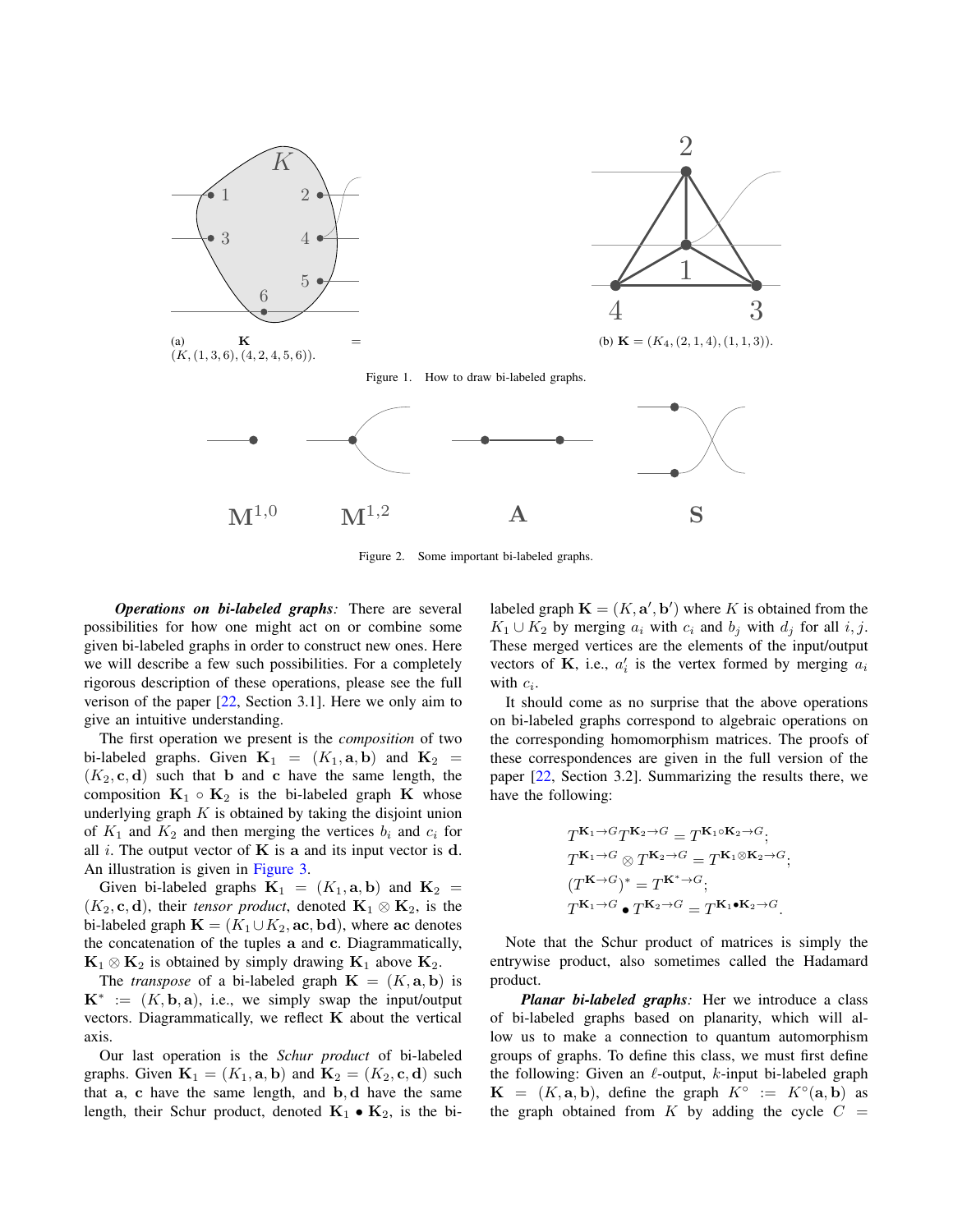(a) $\mathbf{K} = (K, (1, 3, 6), (4, 2, 4, 5, 6))$.

(b) $\mathbf{K} = (K_4, (2, 1, 4), (1, 1, 3))$.

Figure 1. How to draw bi-labeled graphs.

$\mathbf{M}^{1,0}$ $\mathbf{M}^{1,2}$ $\mathbf{A}$ $\mathbf{S}$

Figure 2. Some important bi-labeled graphs.

***Operations on bi-labeled graphs:*** There are several possibilities for how one might act on or combine some given bi-labeled graphs in order to construct new ones. Here we will describe a few such possibilities. For a completely rigorous description of these operations, please see the full verison of the paper [22, Section 3.1]. Here we only aim to give an intuitive understanding.

The first operation we present is the *composition* of two bi-labeled graphs. Given $\mathbf{K}_1 = (K_1, \mathbf{a}, \mathbf{b})$ and $\mathbf{K}_2 = (K_2, \mathbf{c}, \mathbf{d})$ such that $\mathbf{b}$ and $\mathbf{c}$ have the same length, the composition $\mathbf{K}_1 \circ \mathbf{K}_2$ is the bi-labeled graph $\mathbf{K}$ whose underlying graph $K$ is obtained by taking the disjoint union of $K_1$ and $K_2$ and then merging the vertices $b_i$ and $c_i$ for all $i$. The output vector of $\mathbf{K}$ is $\mathbf{a}$ and its input vector is $\mathbf{d}$. An illustration is given in Figure 3.

Given bi-labeled graphs $\mathbf{K}_1 = (K_1, \mathbf{a}, \mathbf{b})$ and $\mathbf{K}_2 = (K_2, \mathbf{c}, \mathbf{d})$, their *tensor product*, denoted $\mathbf{K}_1 \otimes \mathbf{K}_2$, is the bi-labeled graph $\mathbf{K} = (K_1 \cup K_2, \mathbf{ac}, \mathbf{bd})$, where $\mathbf{ac}$ denotes the concatenation of the tuples $\mathbf{a}$ and $\mathbf{c}$. Diagrammatically, $\mathbf{K}_1 \otimes \mathbf{K}_2$ is obtained by simply drawing $\mathbf{K}_1$ above $\mathbf{K}_2$.

The *transpose* of a bi-labeled graph $\mathbf{K} = (K, \mathbf{a}, \mathbf{b})$ is $\mathbf{K}^* := (K, \mathbf{b}, \mathbf{a})$, i.e., we simply swap the input/output vectors. Diagrammatically, we reflect $\mathbf{K}$ about the vertical axis.

Our last operation is the *Schur product* of bi-labeled graphs. Given $\mathbf{K}_1 = (K_1, \mathbf{a}, \mathbf{b})$ and $\mathbf{K}_2 = (K_2, \mathbf{c}, \mathbf{d})$ such that $\mathbf{a}$, $\mathbf{c}$ have the same length, and $\mathbf{b}, \mathbf{d}$ have the same length, their Schur product, denoted $\mathbf{K}_1 \bullet \mathbf{K}_2$, is the bi-labeled graph $\mathbf{K} = (K, \mathbf{a}', \mathbf{b}')$ where $K$ is obtained from the $K_1 \cup K_2$ by merging $a_i$ with $c_i$ and $b_j$ with $d_j$ for all $i, j$. These merged vertices are the elements of the input/output vectors of $\mathbf{K}$, i.e., $a'_i$ is the vertex formed by merging $a_i$ with $c_i$.

It should come as no surprise that the above operations on bi-labeled graphs correspond to algebraic operations on the corresponding homomorphism matrices. The proofs of these correspondences are given in the full version of the paper [22, Section 3.2]. Summarizing the results there, we have the following:

$$
\begin{aligned}
&T^{\mathbf{K}_1 \to G} T^{\mathbf{K}_2 \to G} = T^{\mathbf{K}_1 \circ \mathbf{K}_2 \to G};\\
&T^{\mathbf{K}_1 \to G} \otimes T^{\mathbf{K}_2 \to G} = T^{\mathbf{K}_1 \otimes \mathbf{K}_2 \to G};\\
&(T^{\mathbf{K} \to G})^* = T^{\mathbf{K}^* \to G};\\
&T^{\mathbf{K}_1 \to G} \bullet T^{\mathbf{K}_2 \to G} = T^{\mathbf{K}_1 \bullet \mathbf{K}_2 \to G}.
\end{aligned}
$$

Note that the Schur product of matrices is simply the entrywise product, also sometimes called the Hadamard product.

***Planar bi-labeled graphs:*** Her we introduce a class of bi-labeled graphs based on planarity, which will allow us to make a connection to quantum automorphism groups of graphs. To define this class, we must first define the following: Given an $\ell$-output, $k$-input bi-labeled graph $\mathbf{K} = (K, \mathbf{a}, \mathbf{b})$, define the graph $K^\circ := K^\circ(\mathbf{a}, \mathbf{b})$ as the graph obtained from $K$ by adding the cycle $C =$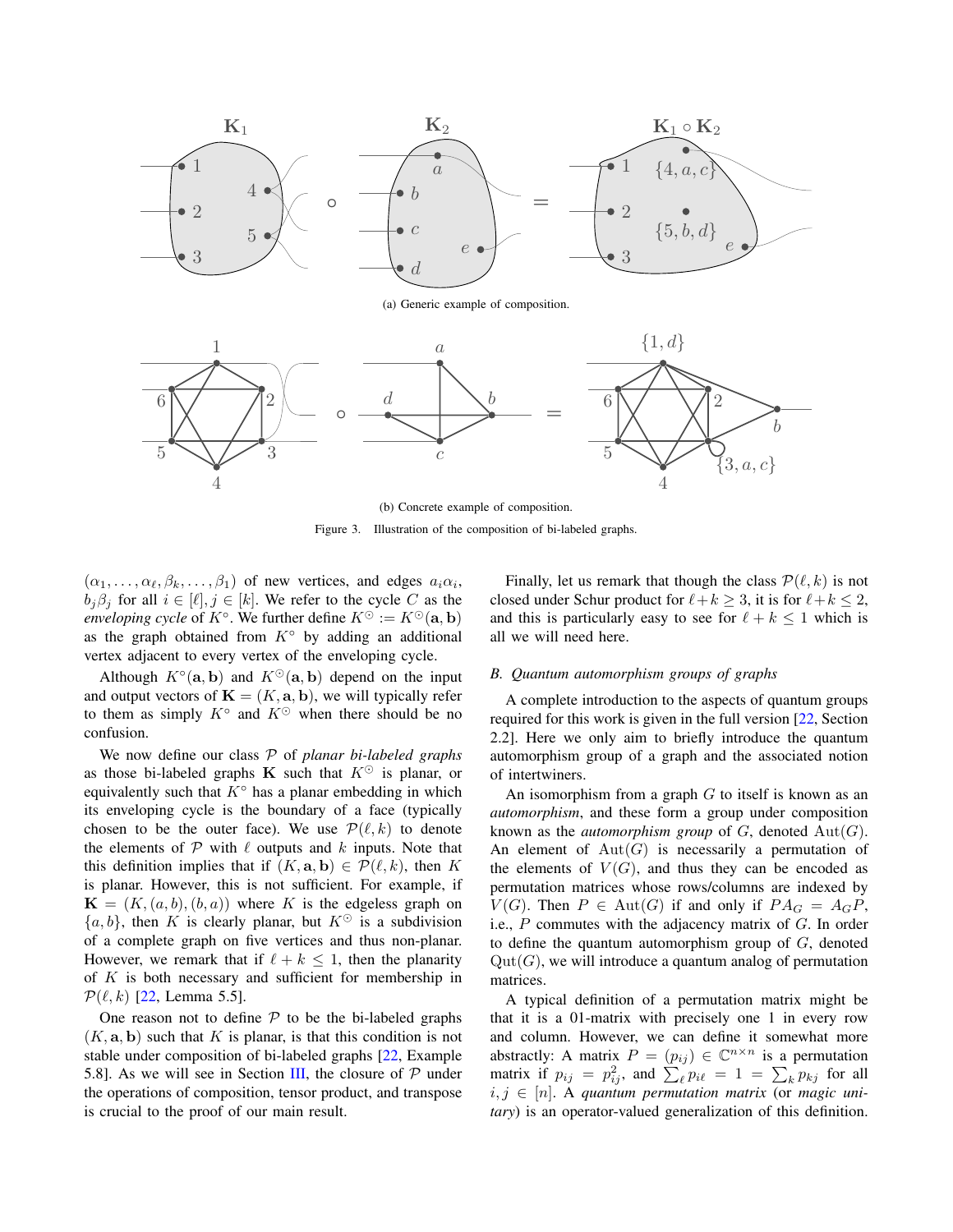(a) Generic example of composition.

(b) Concrete example of composition.

Figure 3. Illustration of the composition of bi-labeled graphs.

$(\alpha_1, \ldots, \alpha_\ell, \beta_k, \ldots, \beta_1)$ of new vertices, and edges $a_i\alpha_i$, $b_j\beta_j$ for all $i \in [\ell], j \in [k]$. We refer to the cycle $C$ as the *enveloping cycle* of $K^\circ$. We further define $K^\odot := K^\odot(\mathbf{a}, \mathbf{b})$ as the graph obtained from $K^\circ$ by adding an additional vertex adjacent to every vertex of the enveloping cycle.

Although $K^\circ(\mathbf{a}, \mathbf{b})$ and $K^\odot(\mathbf{a}, \mathbf{b})$ depend on the input and output vectors of $\mathbf{K} = (K, \mathbf{a}, \mathbf{b})$, we will typically refer to them as simply $K^\circ$ and $K^\odot$ when there should be no confusion.

We now define our class $\mathcal{P}$ of *planar bi-labeled graphs* as those bi-labeled graphs $\mathbf{K}$ such that $K^\odot$ is planar, or equivalently such that $K^\circ$ has a planar embedding in which its enveloping cycle is the boundary of a face (typically chosen to be the outer face). We use $\mathcal{P}(\ell, k)$ to denote the elements of $\mathcal{P}$ with $\ell$ outputs and $k$ inputs. Note that this definition implies that if $(K, \mathbf{a}, \mathbf{b}) \in \mathcal{P}(\ell, k)$, then $K$ is planar. However, this is not sufficient. For example, if $\mathbf{K} = (K, (a, b), (b, a))$ where $K$ is the edgeless graph on $\{a, b\}$, then $K$ is clearly planar, but $K^\odot$ is a subdivision of a complete graph on five vertices and thus non-planar. However, we remark that if $\ell + k \leq 1$, then the planarity of $K$ is both necessary and sufficient for membership in $\mathcal{P}(\ell, k)$ [22, Lemma 5.5].

One reason not to define $\mathcal{P}$ to be the bi-labeled graphs $(K, \mathbf{a}, \mathbf{b})$ such that $K$ is planar, is that this condition is not stable under composition of bi-labeled graphs [22, Example 5.8]. As we will see in Section III, the closure of $\mathcal{P}$ under the operations of composition, tensor product, and transpose is crucial to the proof of our main result.

Finally, let us remark that though the class $\mathcal{P}(\ell, k)$ is not closed under Schur product for $\ell + k \geq 3$, it is for $\ell + k \leq 2$, and this is particularly easy to see for $\ell + k \leq 1$ which is all we will need here.

### B. Quantum automorphism groups of graphs

A complete introduction to the aspects of quantum groups required for this work is given in the full version [22, Section 2.2]. Here we only aim to briefly introduce the quantum automorphism group of a graph and the associated notion of intertwiners.

An isomorphism from a graph $G$ to itself is known as an *automorphism*, and these form a group under composition known as the *automorphism group* of $G$, denoted $\mathrm{Aut}(G)$. An element of $\mathrm{Aut}(G)$ is necessarily a permutation of the elements of $V(G)$, and thus they can be encoded as permutation matrices whose rows/columns are indexed by $V(G)$. Then $P \in \mathrm{Aut}(G)$ if and only if $PA_G = A_G P$, i.e., $P$ commutes with the adjacency matrix of $G$. In order to define the quantum automorphism group of $G$, denoted $\mathrm{Qut}(G)$, we will introduce a quantum analog of permutation matrices.

A typical definition of a permutation matrix might be that it is a 01-matrix with precisely one 1 in every row and column. However, we can define it somewhat more abstractly: A matrix $P = (p_{ij}) \in \mathbb{C}^{n \times n}$ is a permutation matrix if $p_{ij} = p_{ij}^2$, and $\sum_\ell p_{i\ell} = 1 = \sum_k p_{kj}$ for all $i, j \in [n]$. A *quantum permutation matrix* (or *magic unitary*) is an operator-valued generalization of this definition.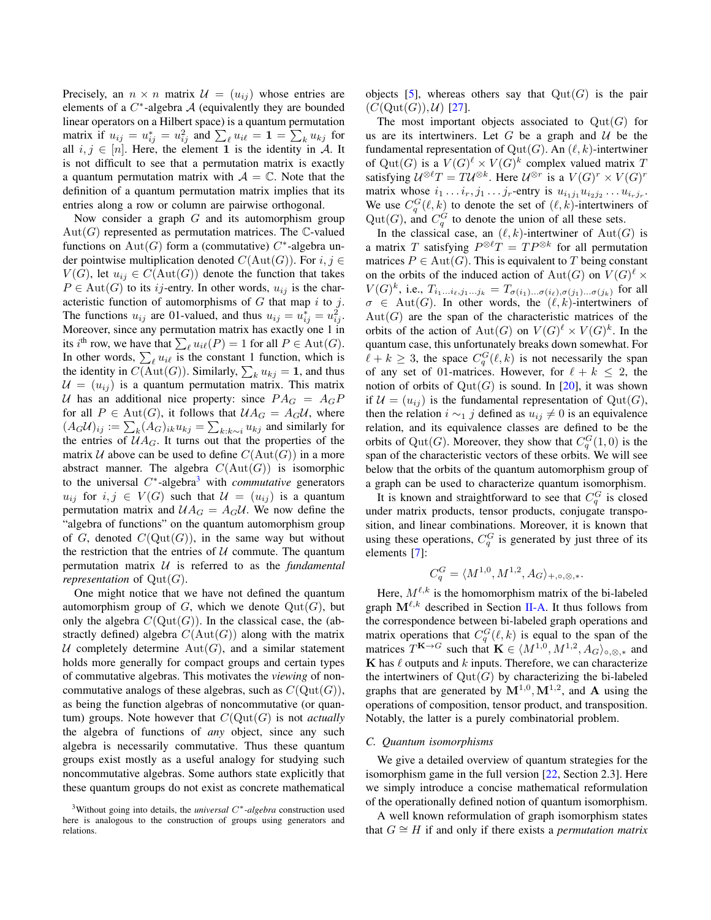Precisely, an $n \times n$ matrix $\mathcal{U} = (u_{ij})$ whose entries are elements of a $C^*$-algebra $\mathcal{A}$ (equivalently they are bounded linear operators on a Hilbert space) is a quantum permutation matrix if $u_{ij} = u_{ij}^* = u_{ij}^2$ and $\sum_\ell u_{i\ell} = \mathbf{1} = \sum_k u_{kj}$ for all $i, j \in [n]$. Here, the element $\mathbf{1}$ is the identity in $\mathcal{A}$. It is not difficult to see that a permutation matrix is exactly a quantum permutation matrix with $\mathcal{A} = \mathbb{C}$. Note that the definition of a quantum permutation matrix implies that its entries along a row or column are pairwise orthogonal.

Now consider a graph $G$ and its automorphism group $\mathrm{Aut}(G)$ represented as permutation matrices. The $\mathbb{C}$-valued functions on $\mathrm{Aut}(G)$ form a (commutative) $C^*$-algebra under pointwise multiplication denoted $C(\mathrm{Aut}(G))$. For $i, j \in V(G)$, let $u_{ij} \in C(\mathrm{Aut}(G))$ denote the function that takes $P \in \mathrm{Aut}(G)$ to its $ij$-entry. In other words, $u_{ij}$ is the characteristic function of automorphisms of $G$ that map $i$ to $j$. The functions $u_{ij}$ are 01-valued, and thus $u_{ij} = u_{ij}^* = u_{ij}^2$. Moreover, since any permutation matrix has exactly one 1 in its $i^{\text{th}}$ row, we have that $\sum_\ell u_{i\ell}(P) = 1$ for all $P \in \mathrm{Aut}(G)$. In other words, $\sum_\ell u_{i\ell}$ is the constant 1 function, which is the identity in $C(\mathrm{Aut}(G))$. Similarly, $\sum_k u_{kj} = \mathbf{1}$, and thus $\mathcal{U} = (u_{ij})$ is a quantum permutation matrix. This matrix $\mathcal{U}$ has an additional nice property: since $PA_G = A_G P$ for all $P \in \mathrm{Aut}(G)$, it follows that $\mathcal{U}A_G = A_G\mathcal{U}$, where $(A_G\mathcal{U})_{ij} := \sum_k (A_G)_{ik} u_{kj} = \sum_{k:k\sim i} u_{kj}$ and similarly for the entries of $\mathcal{U}A_G$. It turns out that the properties of the matrix $\mathcal{U}$ above can be used to define $C(\mathrm{Aut}(G))$ in a more abstract manner. The algebra $C(\mathrm{Aut}(G))$ is isomorphic to the universal $C^*$-algebra[3] with *commutative* generators $u_{ij}$ for $i, j \in V(G)$ such that $\mathcal{U} = (u_{ij})$ is a quantum permutation matrix and $\mathcal{U}A_G = A_G\mathcal{U}$. We now define the "algebra of functions" on the quantum automorphism group of $G$, denoted $C(\mathrm{Qut}(G))$, in the same way but without the restriction that the entries of $\mathcal{U}$ commute. The quantum permutation matrix $\mathcal{U}$ is referred to as the *fundamental representation* of $\mathrm{Qut}(G)$.

One might notice that we have not defined the quantum automorphism group of $G$, which we denote $\mathrm{Qut}(G)$, but only the algebra $C(\mathrm{Qut}(G))$. In the classical case, the (abstractly defined) algebra $C(\mathrm{Aut}(G))$ along with the matrix $\mathcal{U}$ completely determine $\mathrm{Aut}(G)$, and a similar statement holds more generally for compact groups and certain types of commutative algebras. This motivates the *viewing* of noncommutative analogs of these algebras, such as $C(\mathrm{Qut}(G))$, as being the function algebras of noncommutative (or quantum) groups. Note however that $C(\mathrm{Qut}(G)$ is not *actually* the algebra of functions of *any* object, since any such algebra is necessarily commutative. Thus these quantum groups exist mostly as a useful analogy for studying such noncommutative algebras. Some authors state explicitly that these quantum groups do not exist as concrete mathematical objects [5], whereas others say that $\mathrm{Qut}(G)$ is the pair $(C(\mathrm{Qut}(G)), \mathcal{U})$ [27].

The most important objects associated to $\mathrm{Qut}(G)$ for us are its intertwiners. Let $G$ be a graph and $\mathcal{U}$ be the fundamental representation of $\mathrm{Qut}(G)$. An $(\ell, k)$-intertwiner of $\mathrm{Qut}(G)$ is a $V(G)^\ell \times V(G)^k$ complex valued matrix $T$ satisfying $\mathcal{U}^{\otimes \ell} T = T\mathcal{U}^{\otimes k}$. Here $\mathcal{U}^{\otimes r}$ is a $V(G)^r \times V(G)^r$ matrix whose $i_1 \ldots i_r, j_1 \ldots j_r$-entry is $u_{i_1 j_1} u_{i_2 j_2} \ldots u_{i_r j_r}$. We use $C_q^G(\ell, k)$ to denote the set of $(\ell, k)$-intertwiners of $\mathrm{Qut}(G)$, and $C_q^G$ to denote the union of all these sets.

In the classical case, an $(\ell, k)$-intertwiner of $\mathrm{Aut}(G)$ is a matrix $T$ satisfying $P^{\otimes \ell} T = TP^{\otimes k}$ for all permutation matrices $P \in \mathrm{Aut}(G)$. This is equivalent to $T$ being constant on the orbits of the induced action of $\mathrm{Aut}(G)$ on $V(G)^\ell \times V(G)^k$, i.e., $T_{i_1 \ldots i_\ell, j_1 \ldots j_k} = T_{\sigma(i_1) \ldots \sigma(i_\ell), \sigma(j_1) \ldots \sigma(j_k)}$ for all $\sigma \in \mathrm{Aut}(G)$. In other words, the $(\ell, k)$-intertwiners of $\mathrm{Aut}(G)$ are the span of the characteristic matrices of the orbits of the action of $\mathrm{Aut}(G)$ on $V(G)^\ell \times V(G)^k$. In the quantum case, this unfortunately breaks down somewhat. For $\ell + k \geq 3$, the space $C_q^G(\ell, k)$ is not necessarily the span of any set of 01-matrices. However, for $\ell + k \leq 2$, the notion of orbits of $\mathrm{Qut}(G)$ is sound. In [20], it was shown if $\mathcal{U} = (u_{ij})$ is the fundamental representation of $\mathrm{Qut}(G)$, then the relation $i \sim_1 j$ defined as $u_{ij} \neq 0$ is an equivalence relation, and its equivalence classes are defined to be the orbits of $\mathrm{Qut}(G)$. Moreover, they show that $C_q^G(1, 0)$ is the span of the characteristic vectors of these orbits. We will see below that the orbits of the quantum automorphism group of a graph can be used to characterize quantum isomorphism.

It is known and straightforward to see that $C_q^G$ is closed under matrix products, tensor products, conjugate transposition, and linear combinations. Moreover, it is known that using these operations, $C_q^G$ is generated by just three of its elements [7]:

$$C_q^G = \langle M^{1,0}, M^{1,2}, A_G \rangle_{+,\circ,\otimes,*}.$$

Here, $M^{\ell,k}$ is the homomorphism matrix of the bi-labeled graph $\mathbf{M}^{\ell,k}$ described in Section II-A. It thus follows from the correspondence between bi-labeled graph operations and matrix operations that $C_q^G(\ell, k)$ is equal to the span of the matrices $T^{\mathbf{K} \to G}$ such that $\mathbf{K} \in \langle M^{1,0}, M^{1,2}, A_G \rangle_{\circ,\otimes,*}$ and $\mathbf{K}$ has $\ell$ outputs and $k$ inputs. Therefore, we can characterize the intertwiners of $\mathrm{Qut}(G)$ by characterizing the bi-labeled graphs that are generated by $\mathbf{M}^{1,0}, \mathbf{M}^{1,2}$, and $\mathbf{A}$ using the operations of composition, tensor product, and transposition. Notably, the latter is a purely combinatorial problem.

### C. Quantum isomorphisms

We give a detailed overview of quantum strategies for the isomorphism game in the full version [22, Section 2.3]. Here we simply introduce a concise mathematical reformulation of the operationally defined notion of quantum isomorphism.

A well known reformulation of graph isomorphism states that $G \cong H$ if and only if there exists a *permutation matrix*

[3] Without going into details, the *universal $C^*$-algebra* construction used here is analogous to the construction of groups using generators and relations.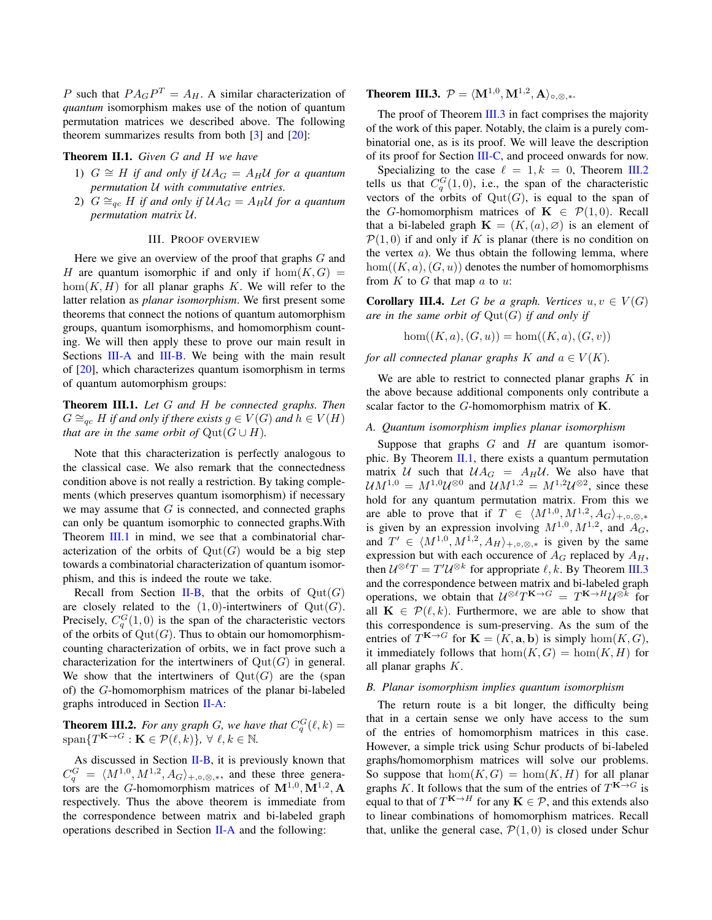$P$ such that $PA_GP^T = A_H$. A similar characterization of *quantum* isomorphism makes use of the notion of quantum permutation matrices we described above. The following theorem summarizes results from both [3] and [20]:

**Theorem II.1.** *Given $G$ and $H$ we have*

1) *$G \cong H$ if and only if $\mathcal{U}A_G = A_H\mathcal{U}$ for a quantum permutation $\mathcal{U}$ with commutative entries.*
2) *$G \cong_{qc} H$ if and only if $\mathcal{U}A_G = A_H\mathcal{U}$ for a quantum permutation matrix $\mathcal{U}$.*

## III. Proof overview

Here we give an overview of the proof that graphs $G$ and $H$ are quantum isomorphic if and only if $\hom(K, G) = \hom(K, H)$ for all planar graphs $K$. We will refer to the latter relation as *planar isomorphism*. We first present some theorems that connect the notions of quantum automorphism groups, quantum isomorphisms, and homomorphism counting. We will then apply these to prove our main result in Sections III-A and III-B. We being with the main result of [20], which characterizes quantum isomorphism in terms of quantum automorphism groups:

**Theorem III.1.** *Let $G$ and $H$ be connected graphs. Then $G \cong_{qc} H$ if and only if there exists $g \in V(G)$ and $h \in V(H)$ that are in the same orbit of $\mathrm{Qut}(G \cup H)$.*

Note that this characterization is perfectly analogous to the classical case. We also remark that the connectedness condition above is not really a restriction. By taking complements (which preserves quantum isomorphism) if necessary we may assume that $G$ is connected, and connected graphs can only be quantum isomorphic to connected graphs.With Theorem III.1 in mind, we see that a combinatorial characterization of the orbits of $\mathrm{Qut}(G)$ would be a big step towards a combinatorial characterization of quantum isomorphism, and this is indeed the route we take.

Recall from Section II-B, that the orbits of $\mathrm{Qut}(G)$ are closely related to the $(1, 0)$-intertwiners of $\mathrm{Qut}(G)$. Precisely, $C_q^G(1, 0)$ is the span of the characteristic vectors of the orbits of $\mathrm{Qut}(G)$. Thus to obtain our homomorphism-counting characterization of orbits, we in fact prove such a characterization for the intertwiners of $\mathrm{Qut}(G)$ in general. We show that the intertwiners of $\mathrm{Qut}(G)$ are the (span of) the $G$-homomorphism matrices of the planar bi-labeled graphs introduced in Section II-A:

**Theorem III.2.** *For any graph G, we have that $C_q^G(\ell, k) = \mathrm{span}\{T^{\mathbf{K}\to G} : \mathbf{K} \in \mathcal{P}(\ell, k)\}$, $\forall\ \ell, k \in \mathbb{N}$.*

As discussed in Section II-B, it is previously known that $C_q^G = \langle M^{1,0}, M^{1,2}, A_G\rangle_{+,\circ,\otimes,*}$, and these three generators are the $G$-homomorphism matrices of $\mathbf{M}^{1,0}, \mathbf{M}^{1,2}, \mathbf{A}$ respectively. Thus the above theorem is immediate from the correspondence between matrix and bi-labeled graph operations described in Section II-A and the following:

**Theorem III.3.** $\mathcal{P} = \langle \mathbf{M}^{1,0}, \mathbf{M}^{1,2}, \mathbf{A}\rangle_{\circ,\otimes,*}$.

The proof of Theorem III.3 in fact comprises the majority of the work of this paper. Notably, the claim is a purely combinatorial one, as is its proof. We will leave the description of its proof for Section III-C, and proceed onwards for now.

Specializing to the case $\ell = 1, k = 0$, Theorem III.2 tells us that $C_q^G(1, 0)$, i.e., the span of the characteristic vectors of the orbits of $\mathrm{Qut}(G)$, is equal to the span of the $G$-homomorphism matrices of $\mathbf{K} \in \mathcal{P}(1, 0)$. Recall that a bi-labeled graph $\mathbf{K} = (K, (a), \varnothing)$ is an element of $\mathcal{P}(1, 0)$ if and only if $K$ is planar (there is no condition on the vertex $a$). We thus obtain the following lemma, where $\hom((K, a), (G, u))$ denotes the number of homomorphisms from $K$ to $G$ that map $a$ to $u$:

**Corollary III.4.** *Let $G$ be a graph. Vertices $u, v \in V(G)$ are in the same orbit of $\mathrm{Qut}(G)$ if and only if*

$$\hom((K, a), (G, u)) = \hom((K, a), (G, v))$$

*for all connected planar graphs $K$ and $a \in V(K)$.*

We are able to restrict to connected planar graphs $K$ in the above because additional components only contribute a scalar factor to the $G$-homomorphism matrix of $\mathbf{K}$.

### A. Quantum isomorphism implies planar isomorphism

Suppose that graphs $G$ and $H$ are quantum isomorphic. By Theorem II.1, there exists a quantum permutation matrix $\mathcal{U}$ such that $\mathcal{U}A_G = A_H\mathcal{U}$. We also have that $\mathcal{U}M^{1,0} = M^{1,0}\mathcal{U}^{\otimes 0}$ and $\mathcal{U}M^{1,2} = M^{1,2}\mathcal{U}^{\otimes 2}$, since these hold for any quantum permutation matrix. From this we are able to prove that if $T \in \langle M^{1,0}, M^{1,2}, A_G\rangle_{+,\circ,\otimes,*}$ is given by an expression involving $M^{1,0}, M^{1,2}$, and $A_G$, and $T' \in \langle M^{1,0}, M^{1,2}, A_H\rangle_{+,\circ,\otimes,*}$ is given by the same expression but with each occurence of $A_G$ replaced by $A_H$, then $\mathcal{U}^{\otimes \ell}T = T'\mathcal{U}^{\otimes k}$ for appropriate $\ell, k$. By Theorem III.3 and the correspondence between matrix and bi-labeled graph operations, we obtain that $\mathcal{U}^{\otimes \ell}T^{\mathbf{K}\to G} = T^{\mathbf{K}\to H}\mathcal{U}^{\otimes k}$ for all $\mathbf{K} \in \mathcal{P}(\ell, k)$. Furthermore, we are able to show that this correspondence is sum-preserving. As the sum of the entries of $T^{\mathbf{K}\to G}$ for $\mathbf{K} = (K, \mathbf{a}, \mathbf{b})$ is simply $\hom(K, G)$, it immediately follows that $\hom(K, G) = \hom(K, H)$ for all planar graphs $K$.

### B. Planar isomorphism implies quantum isomorphism

The return route is a bit longer, the difficulty being that in a certain sense we only have access to the sum of the entries of homomorphism matrices in this case. However, a simple trick using Schur products of bi-labeled graphs/homomorphism matrices will solve our problems. So suppose that $\hom(K, G) = \hom(K, H)$ for all planar graphs $K$. It follows that the sum of the entries of $T^{\mathbf{K}\to G}$ is equal to that of $T^{\mathbf{K}\to H}$ for any $\mathbf{K} \in \mathcal{P}$, and this extends also to linear combinations of homomorphism matrices. Recall that, unlike the general case, $\mathcal{P}(1, 0)$ is closed under Schur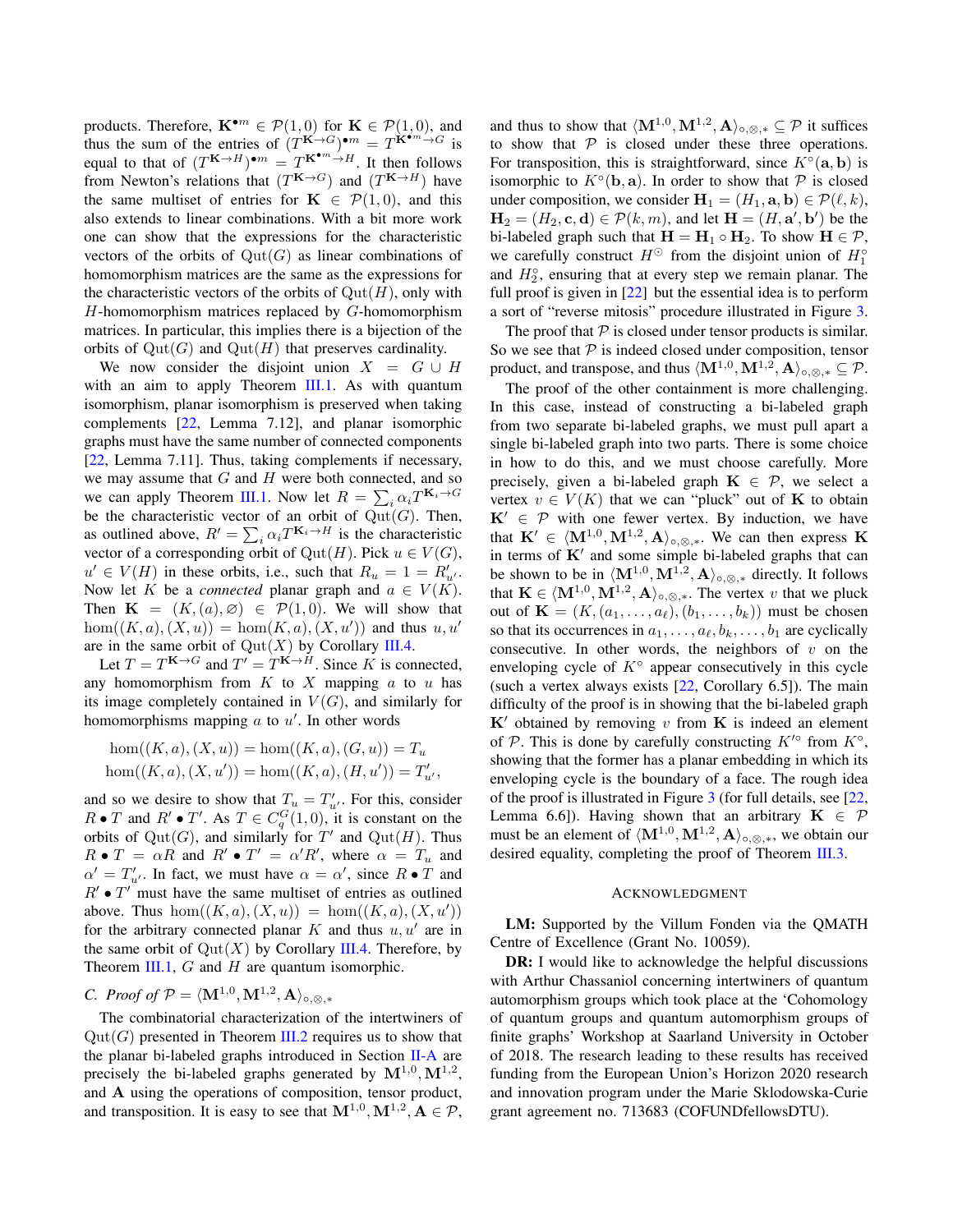products. Therefore, $\mathbf{K}^{\bullet m} \in \mathcal{P}(1,0)$ for $\mathbf{K} \in \mathcal{P}(1,0)$, and thus the sum of the entries of $(T^{\mathbf{K}\to G})^{\bullet m} = T^{\mathbf{K}^{\bullet m}\to G}$ is equal to that of $(T^{\mathbf{K}\to H})^{\bullet m} = T^{\mathbf{K}^{\bullet m}\to H}$. It then follows from Newton's relations that $(T^{\mathbf{K}\to G})$ and $(T^{\mathbf{K}\to H})$ have the same multiset of entries for $\mathbf{K} \in \mathcal{P}(1,0)$, and this also extends to linear combinations. With a bit more work one can show that the expressions for the characteristic vectors of the orbits of $\mathrm{Qut}(G)$ as linear combinations of homomorphism matrices are the same as the expressions for the characteristic vectors of the orbits of $\mathrm{Qut}(H)$, only with $H$-homomorphism matrices replaced by $G$-homomorphism matrices. In particular, this implies there is a bijection of the orbits of $\mathrm{Qut}(G)$ and $\mathrm{Qut}(H)$ that preserves cardinality.

We now consider the disjoint union $X = G \cup H$ with an aim to apply Theorem III.1. As with quantum isomorphism, planar isomorphism is preserved when taking complements [22, Lemma 7.12], and planar isomorphic graphs must have the same number of connected components [22, Lemma 7.11]. Thus, taking complements if necessary, we may assume that $G$ and $H$ were both connected, and so we can apply Theorem III.1. Now let $R = \sum_i \alpha_i T^{\mathbf{K}_i \to G}$ be the characteristic vector of an orbit of $\mathrm{Qut}(G)$. Then, as outlined above, $R' = \sum_i \alpha_i T^{\mathbf{K}_i \to H}$ is the characteristic vector of a corresponding orbit of $\mathrm{Qut}(H)$. Pick $u \in V(G)$, $u' \in V(H)$ in these orbits, i.e., such that $R_u = 1 = R'_{u'}$. Now let $K$ be a *connected* planar graph and $a \in V(K)$. Then $\mathbf{K} = (K,(a),\varnothing) \in \mathcal{P}(1,0)$. We will show that $\hom((K,a),(X,u)) = \hom((K,a),(X,u'))$ and thus $u, u'$ are in the same orbit of $\mathrm{Qut}(X)$ by Corollary III.4.

Let $T = T^{\mathbf{K}\to G}$ and $T' = T^{\mathbf{K}\to H}$. Since $K$ is connected, any homomorphism from $K$ to $X$ mapping $a$ to $u$ has its image completely contained in $V(G)$, and similarly for homomorphisms mapping $a$ to $u'$. In other words

$$\hom((K,a),(X,u)) = \hom((K,a),(G,u)) = T_u$$
$$\hom((K,a),(X,u')) = \hom((K,a),(H,u')) = T'_{u'},$$

and so we desire to show that $T_u = T'_{u'}$. For this, consider $R \bullet T$ and $R' \bullet T'$. As $T \in C_q^G(1,0)$, it is constant on the orbits of $\mathrm{Qut}(G)$, and similarly for $T'$ and $\mathrm{Qut}(H)$. Thus $R \bullet T = \alpha R$ and $R' \bullet T' = \alpha' R'$, where $\alpha = T_u$ and $\alpha' = T'_{u'}$. In fact, we must have $\alpha = \alpha'$, since $R \bullet T$ and $R' \bullet T'$ must have the same multiset of entries as outlined above. Thus $\hom((K,a),(X,u)) = \hom((K,a),(X,u'))$ for the arbitrary connected planar $K$ and thus $u, u'$ are in the same orbit of $\mathrm{Qut}(X)$ by Corollary III.4. Therefore, by Theorem III.1, $G$ and $H$ are quantum isomorphic.

### C. Proof of $\mathcal{P} = \langle \mathbf{M}^{1,0}, \mathbf{M}^{1,2}, \mathbf{A} \rangle_{\circ,\otimes,*}$

The combinatorial characterization of the intertwiners of $\mathrm{Qut}(G)$ presented in Theorem III.2 requires us to show that the planar bi-labeled graphs introduced in Section II-A are precisely the bi-labeled graphs generated by $\mathbf{M}^{1,0}, \mathbf{M}^{1,2}$, and $\mathbf{A}$ using the operations of composition, tensor product, and transposition. It is easy to see that $\mathbf{M}^{1,0}, \mathbf{M}^{1,2}, \mathbf{A} \in \mathcal{P}$, and thus to show that $\langle \mathbf{M}^{1,0}, \mathbf{M}^{1,2}, \mathbf{A} \rangle_{\circ,\otimes,*} \subseteq \mathcal{P}$ it suffices to show that $\mathcal{P}$ is closed under these three operations. For transposition, this is straightforward, since $K^\circ(\mathbf{a},\mathbf{b})$ is isomorphic to $K^\circ(\mathbf{b},\mathbf{a})$. In order to show that $\mathcal{P}$ is closed under composition, we consider $\mathbf{H}_1 = (H_1, \mathbf{a}, \mathbf{b}) \in \mathcal{P}(\ell, k)$, $\mathbf{H}_2 = (H_2, \mathbf{c}, \mathbf{d}) \in \mathcal{P}(k, m)$, and let $\mathbf{H} = (H, \mathbf{a}', \mathbf{b}')$ be the bi-labeled graph such that $\mathbf{H} = \mathbf{H}_1 \circ \mathbf{H}_2$. To show $\mathbf{H} \in \mathcal{P}$, we carefully construct $H^{\odot}$ from the disjoint union of $H_1^\circ$ and $H_2^\circ$, ensuring that at every step we remain planar. The full proof is given in [22] but the essential idea is to perform a sort of "reverse mitosis" procedure illustrated in Figure 3.

The proof that $\mathcal{P}$ is closed under tensor products is similar. So we see that $\mathcal{P}$ is indeed closed under composition, tensor product, and transpose, and thus $\langle \mathbf{M}^{1,0}, \mathbf{M}^{1,2}, \mathbf{A} \rangle_{\circ,\otimes,*} \subseteq \mathcal{P}$.

The proof of the other containment is more challenging. In this case, instead of constructing a bi-labeled graph from two separate bi-labeled graphs, we must pull apart a single bi-labeled graph into two parts. There is some choice in how to do this, and we must choose carefully. More precisely, given a bi-labeled graph $\mathbf{K} \in \mathcal{P}$, we select a vertex $v \in V(K)$ that we can "pluck" out of $\mathbf{K}$ to obtain $\mathbf{K}' \in \mathcal{P}$ with one fewer vertex. By induction, we have that $\mathbf{K}' \in \langle \mathbf{M}^{1,0}, \mathbf{M}^{1,2}, \mathbf{A} \rangle_{\circ,\otimes,*}$. We can then express $\mathbf{K}$ in terms of $\mathbf{K}'$ and some simple bi-labeled graphs that can be shown to be in $\langle \mathbf{M}^{1,0}, \mathbf{M}^{1,2}, \mathbf{A} \rangle_{\circ,\otimes,*}$ directly. It follows that $\mathbf{K} \in \langle \mathbf{M}^{1,0}, \mathbf{M}^{1,2}, \mathbf{A} \rangle_{\circ,\otimes,*}$. The vertex $v$ that we pluck out of $\mathbf{K} = (K, (a_1, \ldots, a_\ell), (b_1, \ldots, b_k))$ must be chosen so that its occurrences in $a_1, \ldots, a_\ell, b_k, \ldots, b_1$ are cyclically consecutive. In other words, the neighbors of $v$ on the enveloping cycle of $K^\circ$ appear consecutively in this cycle (such a vertex always exists [22, Corollary 6.5]). The main difficulty of the proof is in showing that the bi-labeled graph $\mathbf{K}'$ obtained by removing $v$ from $\mathbf{K}$ is indeed an element of $\mathcal{P}$. This is done by carefully constructing $K'^\circ$ from $K^\circ$, showing that the former has a planar embedding in which its enveloping cycle is the boundary of a face. The rough idea of the proof is illustrated in Figure 3 (for full details, see [22, Lemma 6.6]). Having shown that an arbitrary $\mathbf{K} \in \mathcal{P}$ must be an element of $\langle \mathbf{M}^{1,0}, \mathbf{M}^{1,2}, \mathbf{A} \rangle_{\circ,\otimes,*}$, we obtain our desired equality, completing the proof of Theorem III.3.

## ACKNOWLEDGMENT

**LM:** Supported by the Villum Fonden via the QMATH Centre of Excellence (Grant No. 10059).

**DR:** I would like to acknowledge the helpful discussions with Arthur Chassaniol concerning intertwiners of quantum automorphism groups which took place at the 'Cohomology of quantum groups and quantum automorphism groups of finite graphs' Workshop at Saarland University in October of 2018. The research leading to these results has received funding from the European Union's Horizon 2020 research and innovation program under the Marie Sklodowska-Curie grant agreement no. 713683 (COFUNDfellowsDTU).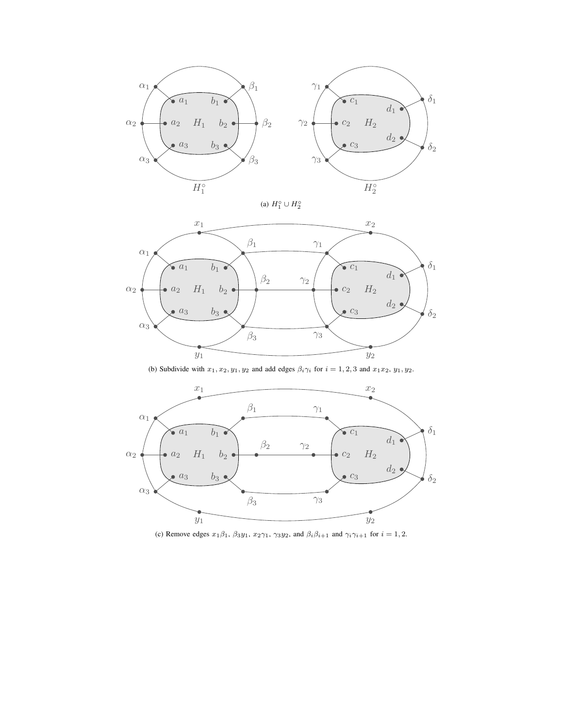(a) $H_1^\circ \cup H_2^\circ$

(b) Subdivide with $x_1, x_2, y_1, y_2$ and add edges $\beta_i\gamma_i$ for $i = 1, 2, 3$ and $x_1x_2$, $y_1, y_2$.

(c) Remove edges $x_1\beta_1$, $\beta_3 y_1$, $x_2\gamma_1$, $\gamma_3 y_2$, and $\beta_i\beta_{i+1}$ and $\gamma_i\gamma_{i+1}$ for $i = 1, 2$.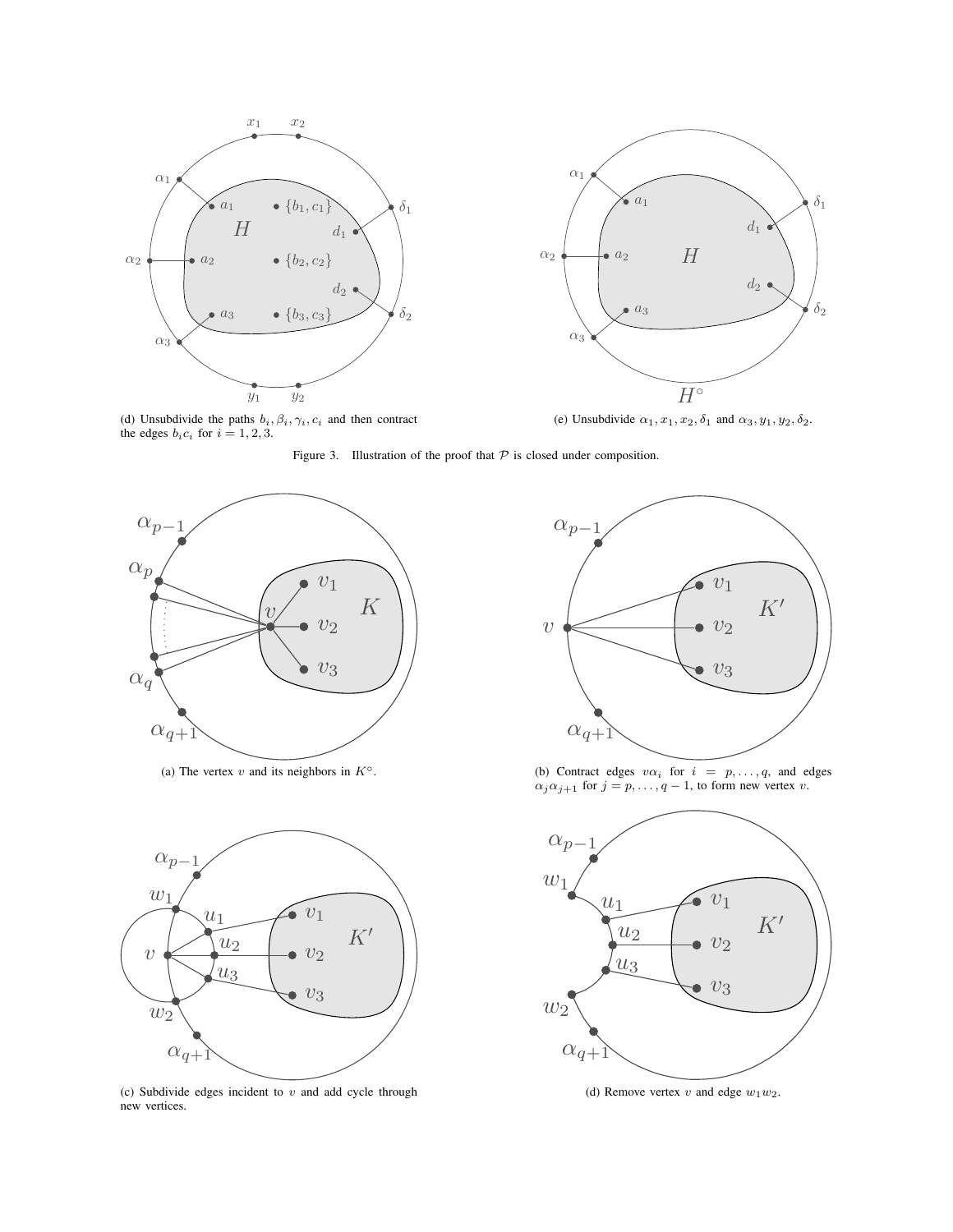(d) Unsubdivide the paths $b_i, \beta_i, \gamma_i, c_i$ and then contract the edges $b_ic_i$ for $i = 1, 2, 3$.

(e) Unsubdivide $\alpha_1, x_1, x_2, \delta_1$ and $\alpha_3, y_1, y_2, \delta_2$.

Figure 3. Illustration of the proof that $\mathcal{P}$ is closed under composition.

(a) The vertex $v$ and its neighbors in $K^\circ$.

(b) Contract edges $v\alpha_i$ for $i = p, \ldots, q$, and edges $\alpha_j\alpha_{j+1}$ for $j = p, \ldots, q-1$, to form new vertex $v$.

(c) Subdivide edges incident to $v$ and add cycle through new vertices.

(d) Remove vertex $v$ and edge $w_1w_2$.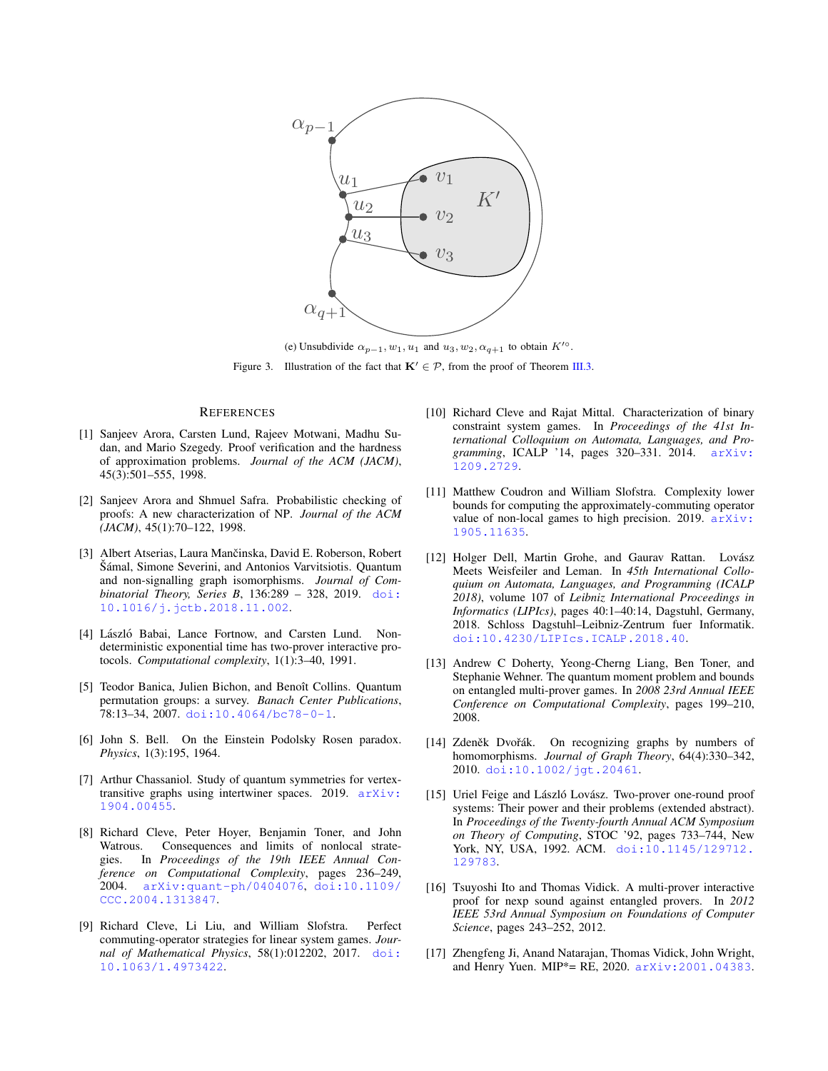(e) Unsubdivide $\alpha_{p-1}, w_1, u_1$ and $u_3, w_2, \alpha_{q+1}$ to obtain $K'^{\circ}$.

Figure 3. Illustration of the fact that $\mathbf{K}' \in \mathcal{P}$, from the proof of Theorem III.3.

## References

[1] Sanjeev Arora, Carsten Lund, Rajeev Motwani, Madhu Sudan, and Mario Szegedy. Proof verification and the hardness of approximation problems. *Journal of the ACM (JACM)*, 45(3):501–555, 1998.

[2] Sanjeev Arora and Shmuel Safra. Probabilistic checking of proofs: A new characterization of NP. *Journal of the ACM (JACM)*, 45(1):70–122, 1998.

[3] Albert Atserias, Laura Mančinska, David E. Roberson, Robert Šámal, Simone Severini, and Antonios Varvitsiotis. Quantum and non-signalling graph isomorphisms. *Journal of Combinatorial Theory, Series B*, 136:289 – 328, 2019. doi:10.1016/j.jctb.2018.11.002.

[4] László Babai, Lance Fortnow, and Carsten Lund. Nondeterministic exponential time has two-prover interactive protocols. *Computational complexity*, 1(1):3–40, 1991.

[5] Teodor Banica, Julien Bichon, and Benoît Collins. Quantum permutation groups: a survey. *Banach Center Publications*, 78:13–34, 2007. doi:10.4064/bc78-0-1.

[6] John S. Bell. On the Einstein Podolsky Rosen paradox. *Physics*, 1(3):195, 1964.

[7] Arthur Chassaniol. Study of quantum symmetries for vertex-transitive graphs using intertwiner spaces. 2019. arXiv:1904.00455.

[8] Richard Cleve, Peter Hoyer, Benjamin Toner, and John Watrous. Consequences and limits of nonlocal strategies. In *Proceedings of the 19th IEEE Annual Conference on Computational Complexity*, pages 236–249, 2004. arXiv:quant-ph/0404076, doi:10.1109/CCC.2004.1313847.

[9] Richard Cleve, Li Liu, and William Slofstra. Perfect commuting-operator strategies for linear system games. *Journal of Mathematical Physics*, 58(1):012202, 2017. doi:10.1063/1.4973422.

[10] Richard Cleve and Rajat Mittal. Characterization of binary constraint system games. In *Proceedings of the 41st International Colloquium on Automata, Languages, and Programming*, ICALP '14, pages 320–331. 2014. arXiv:1209.2729.

[11] Matthew Coudron and William Slofstra. Complexity lower bounds for computing the approximately-commuting operator value of non-local games to high precision. 2019. arXiv:1905.11635.

[12] Holger Dell, Martin Grohe, and Gaurav Rattan. Lovász Meets Weisfeiler and Leman. In *45th International Colloquium on Automata, Languages, and Programming (ICALP 2018)*, volume 107 of *Leibniz International Proceedings in Informatics (LIPIcs)*, pages 40:1–40:14, Dagstuhl, Germany, 2018. Schloss Dagstuhl–Leibniz-Zentrum fuer Informatik. doi:10.4230/LIPIcs.ICALP.2018.40.

[13] Andrew C Doherty, Yeong-Cherng Liang, Ben Toner, and Stephanie Wehner. The quantum moment problem and bounds on entangled multi-prover games. In *2008 23rd Annual IEEE Conference on Computational Complexity*, pages 199–210, 2008.

[14] Zdeněk Dvořák. On recognizing graphs by numbers of homomorphisms. *Journal of Graph Theory*, 64(4):330–342, 2010. doi:10.1002/jgt.20461.

[15] Uriel Feige and László Lovász. Two-prover one-round proof systems: Their power and their problems (extended abstract). In *Proceedings of the Twenty-fourth Annual ACM Symposium on Theory of Computing*, STOC '92, pages 733–744, New York, NY, USA, 1992. ACM. doi:10.1145/129712.129783.

[16] Tsuyoshi Ito and Thomas Vidick. A multi-prover interactive proof for nexp sound against entangled provers. In *2012 IEEE 53rd Annual Symposium on Foundations of Computer Science*, pages 243–252, 2012.

[17] Zhengfeng Ji, Anand Natarajan, Thomas Vidick, John Wright, and Henry Yuen. MIP*= RE, 2020. arXiv:2001.04383.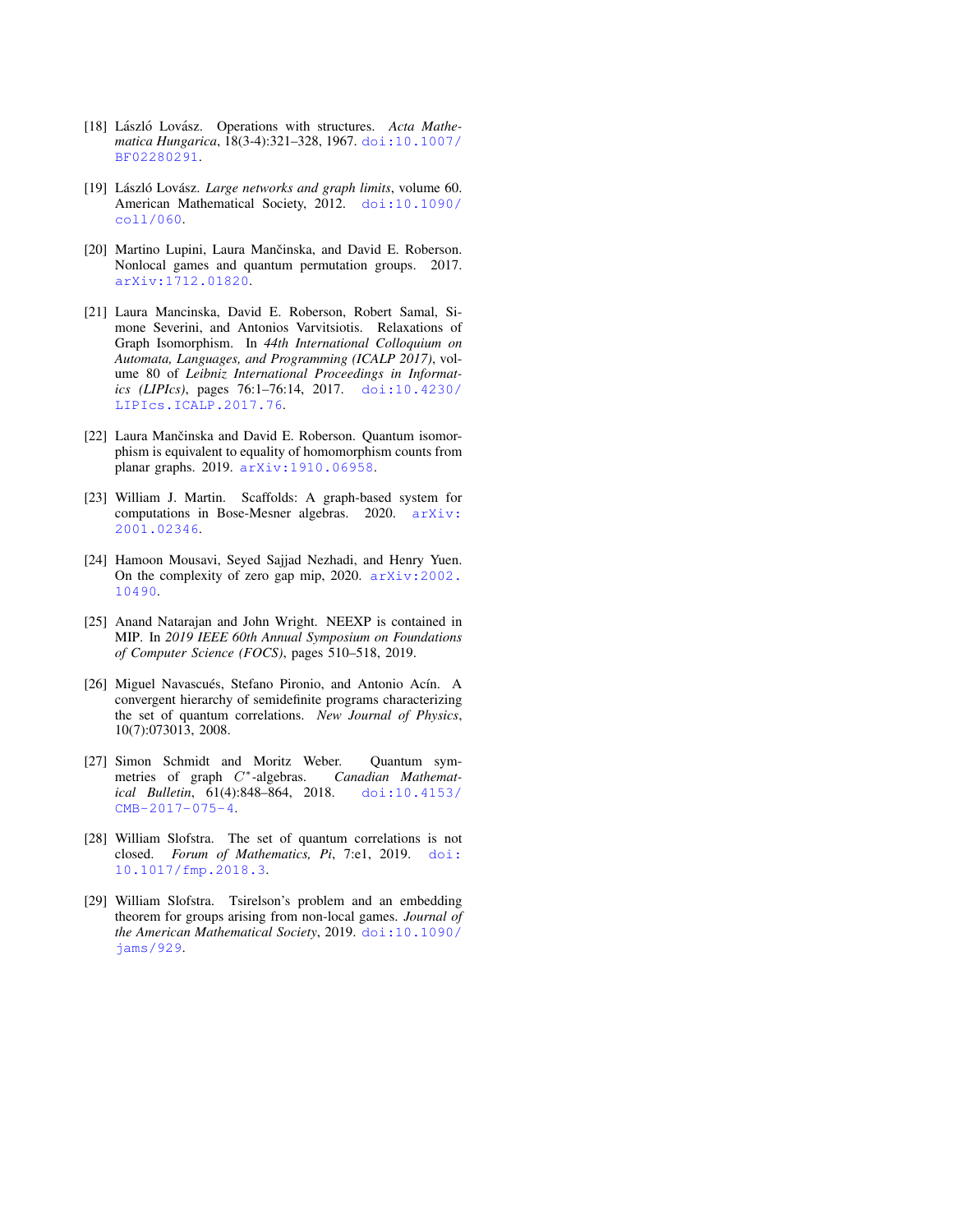[18] László Lovász. Operations with structures. *Acta Mathematica Hungarica*, 18(3-4):321–328, 1967. doi:10.1007/BF02280291.

[19] László Lovász. *Large networks and graph limits*, volume 60. American Mathematical Society, 2012. doi:10.1090/coll/060.

[20] Martino Lupini, Laura Mančinska, and David E. Roberson. Nonlocal games and quantum permutation groups. 2017. arXiv:1712.01820.

[21] Laura Mancinska, David E. Roberson, Robert Samal, Simone Severini, and Antonios Varvitsiotis. Relaxations of Graph Isomorphism. In *44th International Colloquium on Automata, Languages, and Programming (ICALP 2017)*, volume 80 of *Leibniz International Proceedings in Informatics (LIPIcs)*, pages 76:1–76:14, 2017. doi:10.4230/LIPIcs.ICALP.2017.76.

[22] Laura Mančinska and David E. Roberson. Quantum isomorphism is equivalent to equality of homomorphism counts from planar graphs. 2019. arXiv:1910.06958.

[23] William J. Martin. Scaffolds: A graph-based system for computations in Bose-Mesner algebras. 2020. arXiv:2001.02346.

[24] Hamoon Mousavi, Seyed Sajjad Nezhadi, and Henry Yuen. On the complexity of zero gap mip, 2020. arXiv:2002.10490.

[25] Anand Natarajan and John Wright. NEEXP is contained in MIP. In *2019 IEEE 60th Annual Symposium on Foundations of Computer Science (FOCS)*, pages 510–518, 2019.

[26] Miguel Navascués, Stefano Pironio, and Antonio Acín. A convergent hierarchy of semidefinite programs characterizing the set of quantum correlations. *New Journal of Physics*, 10(7):073013, 2008.

[27] Simon Schmidt and Moritz Weber. Quantum symmetries of graph $C^*$-algebras. *Canadian Mathematical Bulletin*, 61(4):848–864, 2018. doi:10.4153/CMB-2017-075-4.

[28] William Slofstra. The set of quantum correlations is not closed. *Forum of Mathematics, Pi*, 7:e1, 2019. doi:10.1017/fmp.2018.3.

[29] William Slofstra. Tsirelson's problem and an embedding theorem for groups arising from non-local games. *Journal of the American Mathematical Society*, 2019. doi:10.1090/jams/929.